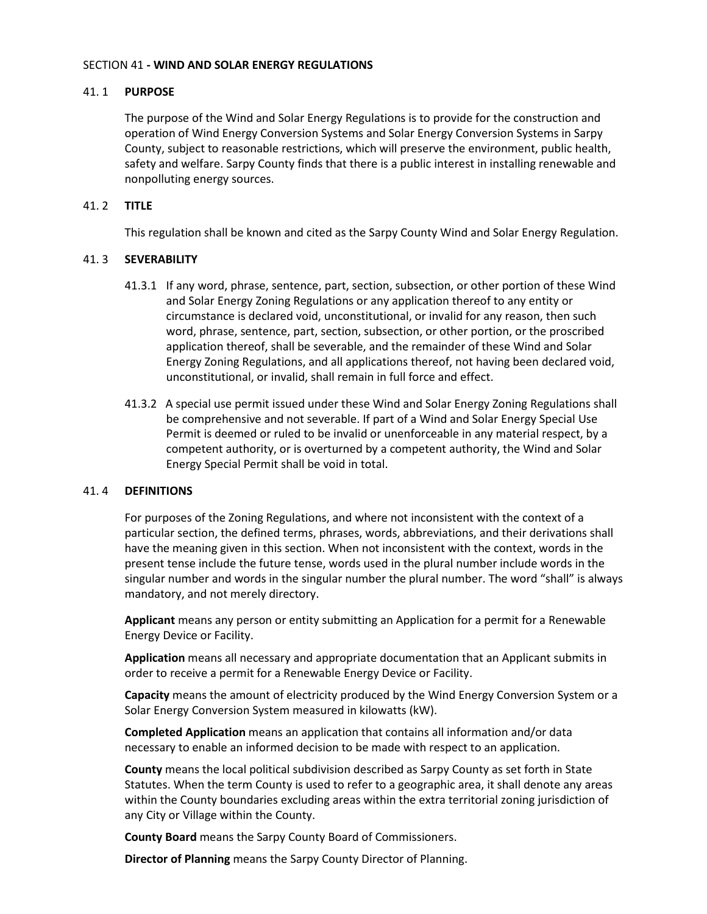## SECTION 41 - WIND AND SOLAR ENERGY REGULATIONS

### 41. 1 PURPOSE

The purpose of the Wind and Solar Energy Regulations is to provide for the construction and operation of Wind Energy Conversion Systems and Solar Energy Conversion Systems in Sarpy County, subject to reasonable restrictions, which will preserve the environment, public health, safety and welfare. Sarpy County finds that there is a public interest in installing renewable and nonpolluting energy sources.

### 41. 2 TITLE

This regulation shall be known and cited as the Sarpy County Wind and Solar Energy Regulation.

### 41. 3 SEVERABILITY

41.3.1 If any word, phrase, sentence, part, section, subsection, or other portion of these Wind and Solar Energy Zoning Regulations or any application thereof to any entity or circumstance is declared void, unconstitutional, or invalid for any reason, then such word, phrase, sentence, part, section, subsection, or other portion, or the proscribed application thereof, shall be severable, and the remainder of these Wind and Solar Energy Zoning Regulations, and all applications thereof, not having been declared void, unconstitutional, or invalid, shall remain in full force and effect.

41.3.2 A special use permit issued under these Wind and Solar Energy Zoning Regulations shall be comprehensive and not severable. If part of a Wind and Solar Energy Special Use Permit is deemed or ruled to be invalid or unenforceable in any material respect, by a competent authority, or is overturned by a competent authority, the Wind and Solar Energy Special Permit shall be void in total.

### 41. 4 DEFINITIONS

For purposes of the Zoning Regulations, and where not inconsistent with the context of a particular section, the defined terms, phrases, words, abbreviations, and their derivations shall have the meaning given in this section. When not inconsistent with the context, words in the present tense include the future tense, words used in the plural number include words in the singular number and words in the singular number the plural number. The word "shall" is always mandatory, and not merely directory.

**Applicant** means any person or entity submitting an Application for a permit for a Renewable Energy Device or Facility.

**Application** means all necessary and appropriate documentation that an Applicant submits in order to receive a permit for a Renewable Energy Device or Facility.

**Capacity** means the amount of electricity produced by the Wind Energy Conversion System or a Solar Energy Conversion System measured in kilowatts (kW).

**Completed Application** means an application that contains all information and/or data necessary to enable an informed decision to be made with respect to an application.

**County** means the local political subdivision described as Sarpy County as set forth in State Statutes. When the term County is used to refer to a geographic area, it shall denote any areas within the County boundaries excluding areas within the extra territorial zoning jurisdiction of any City or Village within the County.

**County Board** means the Sarpy County Board of Commissioners.

**Director of Planning** means the Sarpy County Director of Planning.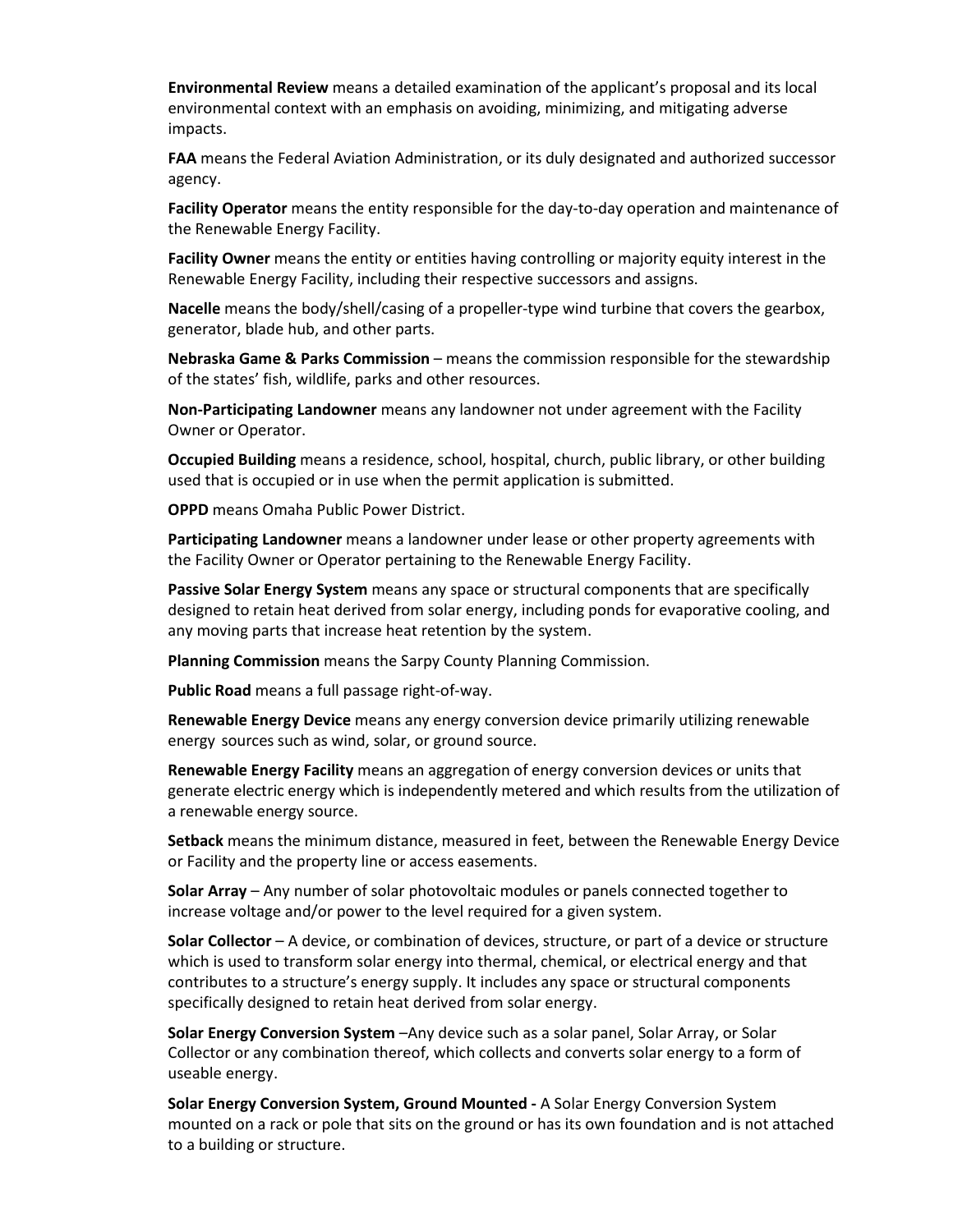**Environmental Review** means a detailed examination of the applicant's proposal and its local environmental context with an emphasis on avoiding, minimizing, and mitigating adverse impacts.

**FAA** means the Federal Aviation Administration, or its duly designated and authorized successor agency.

**Facility Operator** means the entity responsible for the day-to-day operation and maintenance of the Renewable Energy Facility.

**Facility Owner** means the entity or entities having controlling or majority equity interest in the Renewable Energy Facility, including their respective successors and assigns.

**Nacelle** means the body/shell/casing of a propeller-type wind turbine that covers the gearbox, generator, blade hub, and other parts.

**Nebraska Game & Parks Commission** – means the commission responsible for the stewardship of the states' fish, wildlife, parks and other resources.

**Non-Participating Landowner** means any landowner not under agreement with the Facility Owner or Operator.

**Occupied Building** means a residence, school, hospital, church, public library, or other building used that is occupied or in use when the permit application is submitted.

**OPPD** means Omaha Public Power District.

**Participating Landowner** means a landowner under lease or other property agreements with the Facility Owner or Operator pertaining to the Renewable Energy Facility.

**Passive Solar Energy System** means any space or structural components that are specifically designed to retain heat derived from solar energy, including ponds for evaporative cooling, and any moving parts that increase heat retention by the system.

**Planning Commission** means the Sarpy County Planning Commission.

**Public Road** means a full passage right-of-way.

**Renewable Energy Device** means any energy conversion device primarily utilizing renewable energy sources such as wind, solar, or ground source.

**Renewable Energy Facility** means an aggregation of energy conversion devices or units that generate electric energy which is independently metered and which results from the utilization of a renewable energy source.

**Setback** means the minimum distance, measured in feet, between the Renewable Energy Device or Facility and the property line or access easements.

**Solar Array** – Any number of solar photovoltaic modules or panels connected together to increase voltage and/or power to the level required for a given system.

**Solar Collector** – A device, or combination of devices, structure, or part of a device or structure which is used to transform solar energy into thermal, chemical, or electrical energy and that contributes to a structure's energy supply. It includes any space or structural components specifically designed to retain heat derived from solar energy.

**Solar Energy Conversion System** –Any device such as a solar panel, Solar Array, or Solar Collector or any combination thereof, which collects and converts solar energy to a form of useable energy.

**Solar Energy Conversion System, Ground Mounted -** A Solar Energy Conversion System mounted on a rack or pole that sits on the ground or has its own foundation and is not attached to a building or structure.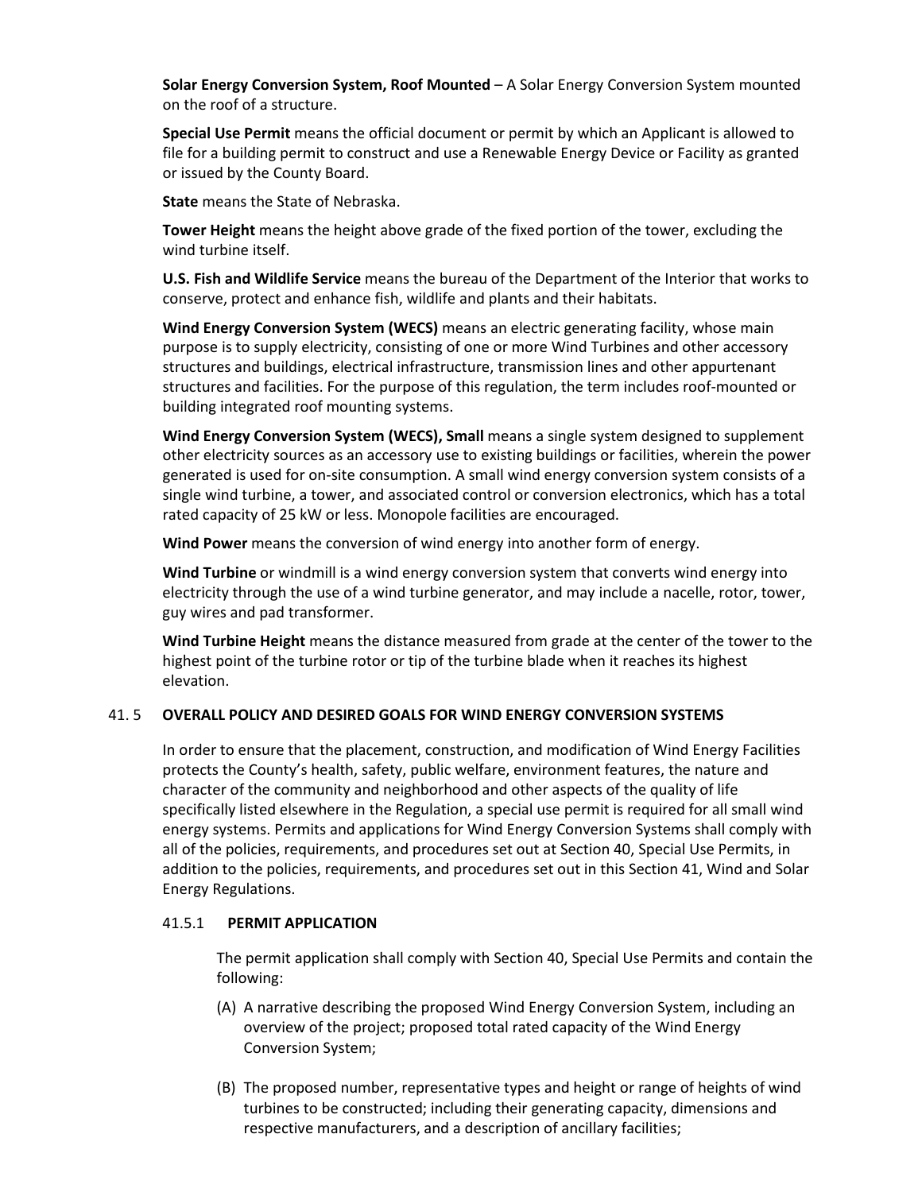**Solar Energy Conversion System, Roof Mounted** – A Solar Energy Conversion System mounted on the roof of a structure.

**Special Use Permit** means the official document or permit by which an Applicant is allowed to file for a building permit to construct and use a Renewable Energy Device or Facility as granted or issued by the County Board.

**State** means the State of Nebraska.

**Tower Height** means the height above grade of the fixed portion of the tower, excluding the wind turbine itself.

**U.S. Fish and Wildlife Service** means the bureau of the Department of the Interior that works to conserve, protect and enhance fish, wildlife and plants and their habitats.

**Wind Energy Conversion System (WECS)** means an electric generating facility, whose main purpose is to supply electricity, consisting of one or more Wind Turbines and other accessory structures and buildings, electrical infrastructure, transmission lines and other appurtenant structures and facilities. For the purpose of this regulation, the term includes roof-mounted or building integrated roof mounting systems.

**Wind Energy Conversion System (WECS), Small** means a single system designed to supplement other electricity sources as an accessory use to existing buildings or facilities, wherein the power generated is used for on-site consumption. A small wind energy conversion system consists of a single wind turbine, a tower, and associated control or conversion electronics, which has a total rated capacity of 25 kW or less. Monopole facilities are encouraged.

**Wind Power** means the conversion of wind energy into another form of energy.

**Wind Turbine** or windmill is a wind energy conversion system that converts wind energy into electricity through the use of a wind turbine generator, and may include a nacelle, rotor, tower, guy wires and pad transformer.

**Wind Turbine Height** means the distance measured from grade at the center of the tower to the highest point of the turbine rotor or tip of the turbine blade when it reaches its highest elevation.

## 41. 5 OVERALL POLICY AND DESIRED GOALS FOR WIND ENERGY CONVERSION SYSTEMS

In order to ensure that the placement, construction, and modification of Wind Energy Facilities protects the County's health, safety, public welfare, environment features, the nature and character of the community and neighborhood and other aspects of the quality of life specifically listed elsewhere in the Regulation, a special use permit is required for all small wind energy systems. Permits and applications for Wind Energy Conversion Systems shall comply with all of the policies, requirements, and procedures set out at Section 40, Special Use Permits, in addition to the policies, requirements, and procedures set out in this Section 41, Wind and Solar Energy Regulations.

### 41.5.1 PERMIT APPLICATION

The permit application shall comply with Section 40, Special Use Permits and contain the following:

(A) A narrative describing the proposed Wind Energy Conversion System, including an overview of the project; proposed total rated capacity of the Wind Energy Conversion System;

(B) The proposed number, representative types and height or range of heights of wind turbines to be constructed; including their generating capacity, dimensions and respective manufacturers, and a description of ancillary facilities;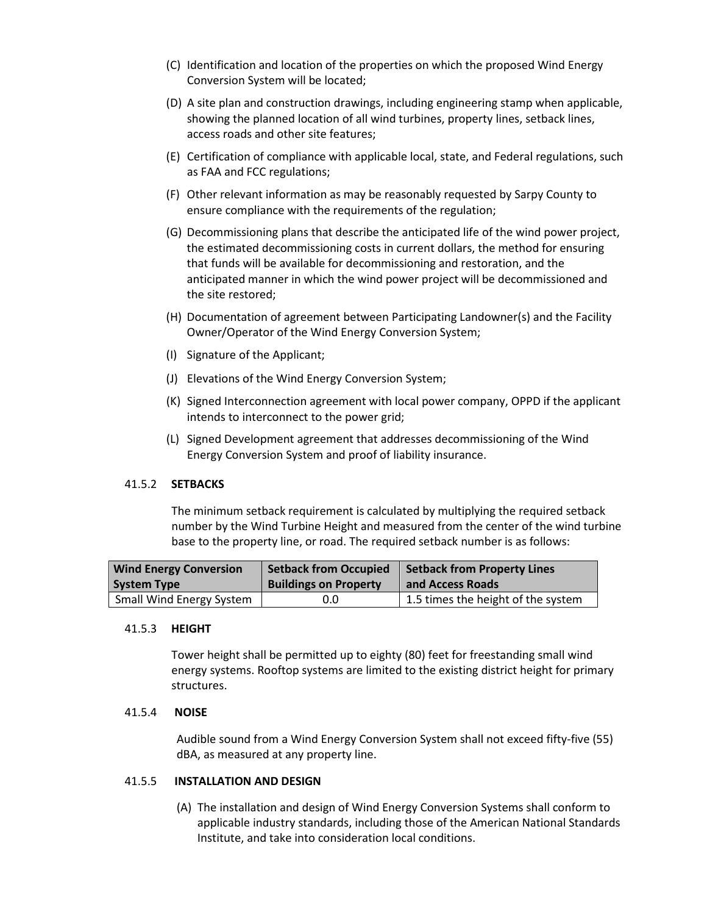(C) Identification and location of the properties on which the proposed Wind Energy Conversion System will be located;

(D) A site plan and construction drawings, including engineering stamp when applicable, showing the planned location of all wind turbines, property lines, setback lines, access roads and other site features;

(E) Certification of compliance with applicable local, state, and Federal regulations, such as FAA and FCC regulations;

(F) Other relevant information as may be reasonably requested by Sarpy County to ensure compliance with the requirements of the regulation;

(G) Decommissioning plans that describe the anticipated life of the wind power project, the estimated decommissioning costs in current dollars, the method for ensuring that funds will be available for decommissioning and restoration, and the anticipated manner in which the wind power project will be decommissioned and the site restored;

(H) Documentation of agreement between Participating Landowner(s) and the Facility Owner/Operator of the Wind Energy Conversion System;

(I) Signature of the Applicant;

(J) Elevations of the Wind Energy Conversion System;

(K) Signed Interconnection agreement with local power company, OPPD if the applicant intends to interconnect to the power grid;

(L) Signed Development agreement that addresses decommissioning of the Wind Energy Conversion System and proof of liability insurance.

41.5.2 **SETBACKS**

The minimum setback requirement is calculated by multiplying the required setback number by the Wind Turbine Height and measured from the center of the wind turbine base to the property line, or road. The required setback number is as follows:

| Wind Energy Conversion System Type | Setback from Occupied Buildings on Property | Setback from Property Lines and Access Roads |
|---|---|---|
| Small Wind Energy System | 0.0 | 1.5 times the height of the system |

41.5.3 **HEIGHT**

Tower height shall be permitted up to eighty (80) feet for freestanding small wind energy systems. Rooftop systems are limited to the existing district height for primary structures.

41.5.4 **NOISE**

Audible sound from a Wind Energy Conversion System shall not exceed fifty-five (55) dBA, as measured at any property line.

41.5.5 **INSTALLATION AND DESIGN**

(A) The installation and design of Wind Energy Conversion Systems shall conform to applicable industry standards, including those of the American National Standards Institute, and take into consideration local conditions.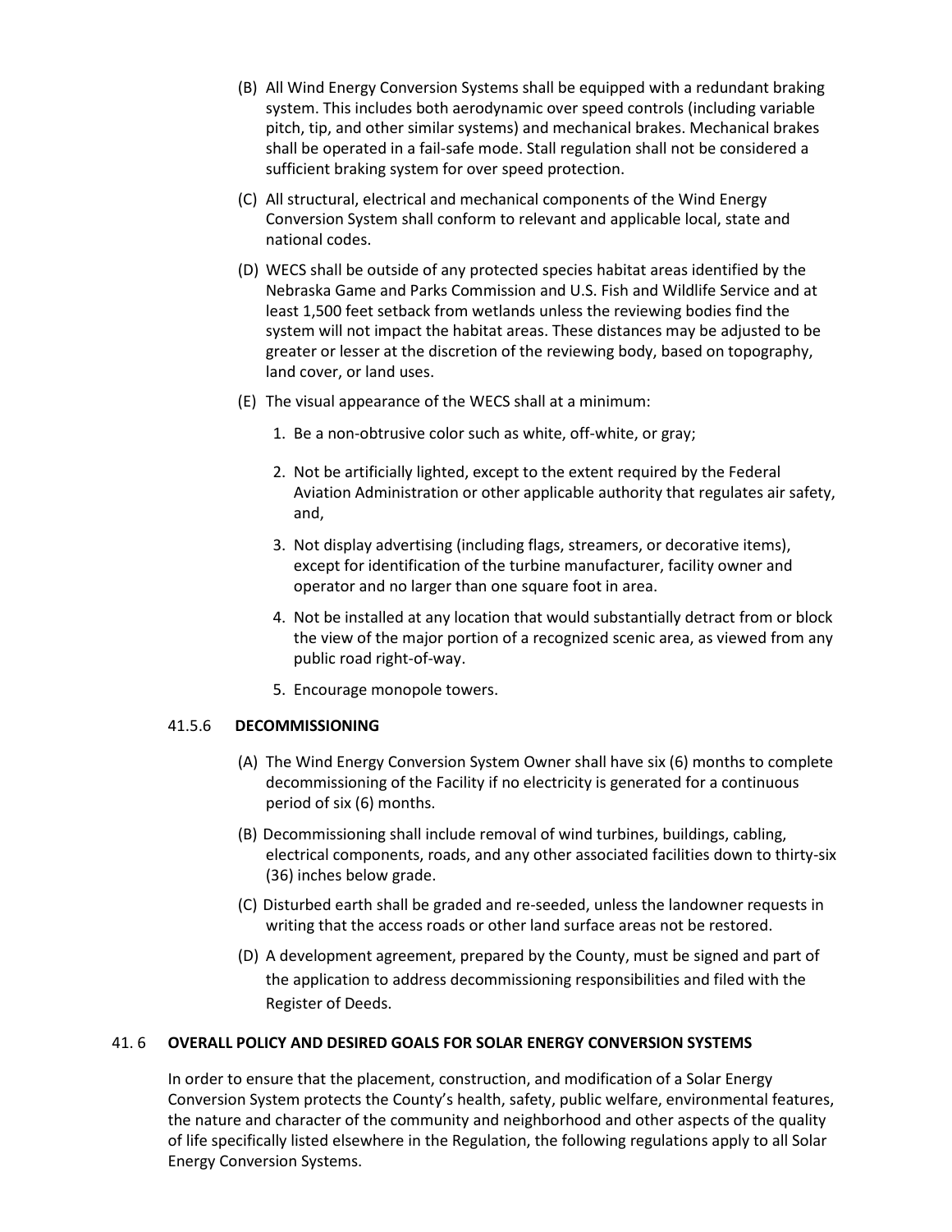(B) All Wind Energy Conversion Systems shall be equipped with a redundant braking system. This includes both aerodynamic over speed controls (including variable pitch, tip, and other similar systems) and mechanical brakes. Mechanical brakes shall be operated in a fail-safe mode. Stall regulation shall not be considered a sufficient braking system for over speed protection.

(C) All structural, electrical and mechanical components of the Wind Energy Conversion System shall conform to relevant and applicable local, state and national codes.

(D) WECS shall be outside of any protected species habitat areas identified by the Nebraska Game and Parks Commission and U.S. Fish and Wildlife Service and at least 1,500 feet setback from wetlands unless the reviewing bodies find the system will not impact the habitat areas. These distances may be adjusted to be greater or lesser at the discretion of the reviewing body, based on topography, land cover, or land uses.

(E) The visual appearance of the WECS shall at a minimum:

1. Be a non-obtrusive color such as white, off-white, or gray;
2. Not be artificially lighted, except to the extent required by the Federal Aviation Administration or other applicable authority that regulates air safety, and,
3. Not display advertising (including flags, streamers, or decorative items), except for identification of the turbine manufacturer, facility owner and operator and no larger than one square foot in area.
4. Not be installed at any location that would substantially detract from or block the view of the major portion of a recognized scenic area, as viewed from any public road right-of-way.
5. Encourage monopole towers.

### 41.5.6 DECOMMISSIONING

(A) The Wind Energy Conversion System Owner shall have six (6) months to complete decommissioning of the Facility if no electricity is generated for a continuous period of six (6) months.

(B) Decommissioning shall include removal of wind turbines, buildings, cabling, electrical components, roads, and any other associated facilities down to thirty-six (36) inches below grade.

(C) Disturbed earth shall be graded and re-seeded, unless the landowner requests in writing that the access roads or other land surface areas not be restored.

(D) A development agreement, prepared by the County, must be signed and part of the application to address decommissioning responsibilities and filed with the Register of Deeds.

## 41. 6 OVERALL POLICY AND DESIRED GOALS FOR SOLAR ENERGY CONVERSION SYSTEMS

In order to ensure that the placement, construction, and modification of a Solar Energy Conversion System protects the County's health, safety, public welfare, environmental features, the nature and character of the community and neighborhood and other aspects of the quality of life specifically listed elsewhere in the Regulation, the following regulations apply to all Solar Energy Conversion Systems.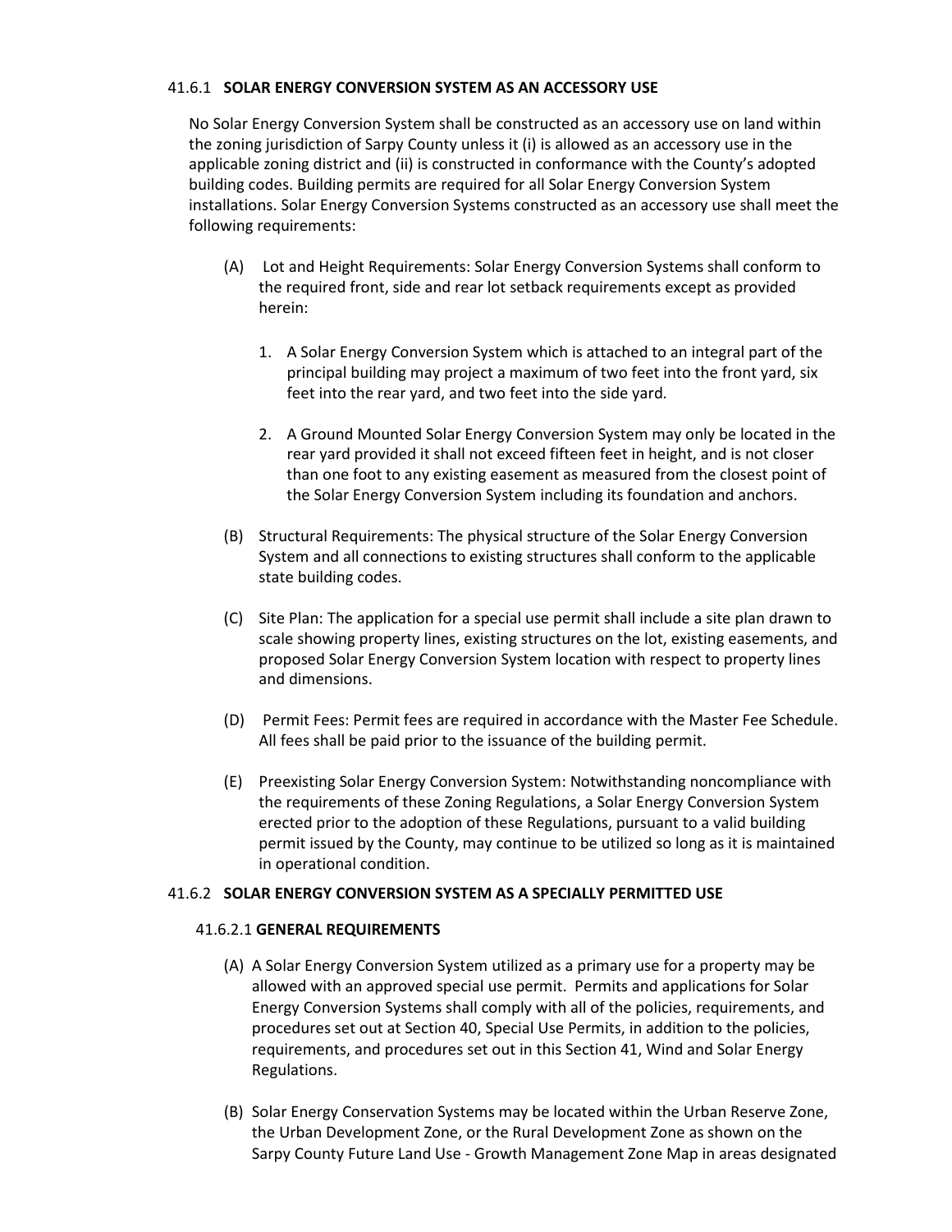### 41.6.1 **SOLAR ENERGY CONVERSION SYSTEM AS AN ACCESSORY USE**

No Solar Energy Conversion System shall be constructed as an accessory use on land within the zoning jurisdiction of Sarpy County unless it (i) is allowed as an accessory use in the applicable zoning district and (ii) is constructed in conformance with the County's adopted building codes. Building permits are required for all Solar Energy Conversion System installations. Solar Energy Conversion Systems constructed as an accessory use shall meet the following requirements:

(A) Lot and Height Requirements: Solar Energy Conversion Systems shall conform to the required front, side and rear lot setback requirements except as provided herein:

1. A Solar Energy Conversion System which is attached to an integral part of the principal building may project a maximum of two feet into the front yard, six feet into the rear yard, and two feet into the side yard.

2. A Ground Mounted Solar Energy Conversion System may only be located in the rear yard provided it shall not exceed fifteen feet in height, and is not closer than one foot to any existing easement as measured from the closest point of the Solar Energy Conversion System including its foundation and anchors.

(B) Structural Requirements: The physical structure of the Solar Energy Conversion System and all connections to existing structures shall conform to the applicable state building codes.

(C) Site Plan: The application for a special use permit shall include a site plan drawn to scale showing property lines, existing structures on the lot, existing easements, and proposed Solar Energy Conversion System location with respect to property lines and dimensions.

(D) Permit Fees: Permit fees are required in accordance with the Master Fee Schedule. All fees shall be paid prior to the issuance of the building permit.

(E) Preexisting Solar Energy Conversion System: Notwithstanding noncompliance with the requirements of these Zoning Regulations, a Solar Energy Conversion System erected prior to the adoption of these Regulations, pursuant to a valid building permit issued by the County, may continue to be utilized so long as it is maintained in operational condition.

### 41.6.2 **SOLAR ENERGY CONVERSION SYSTEM AS A SPECIALLY PERMITTED USE**

#### 41.6.2.1 **GENERAL REQUIREMENTS**

(A) A Solar Energy Conversion System utilized as a primary use for a property may be allowed with an approved special use permit. Permits and applications for Solar Energy Conversion Systems shall comply with all of the policies, requirements, and procedures set out at Section 40, Special Use Permits, in addition to the policies, requirements, and procedures set out in this Section 41, Wind and Solar Energy Regulations.

(B) Solar Energy Conservation Systems may be located within the Urban Reserve Zone, the Urban Development Zone, or the Rural Development Zone as shown on the Sarpy County Future Land Use - Growth Management Zone Map in areas designated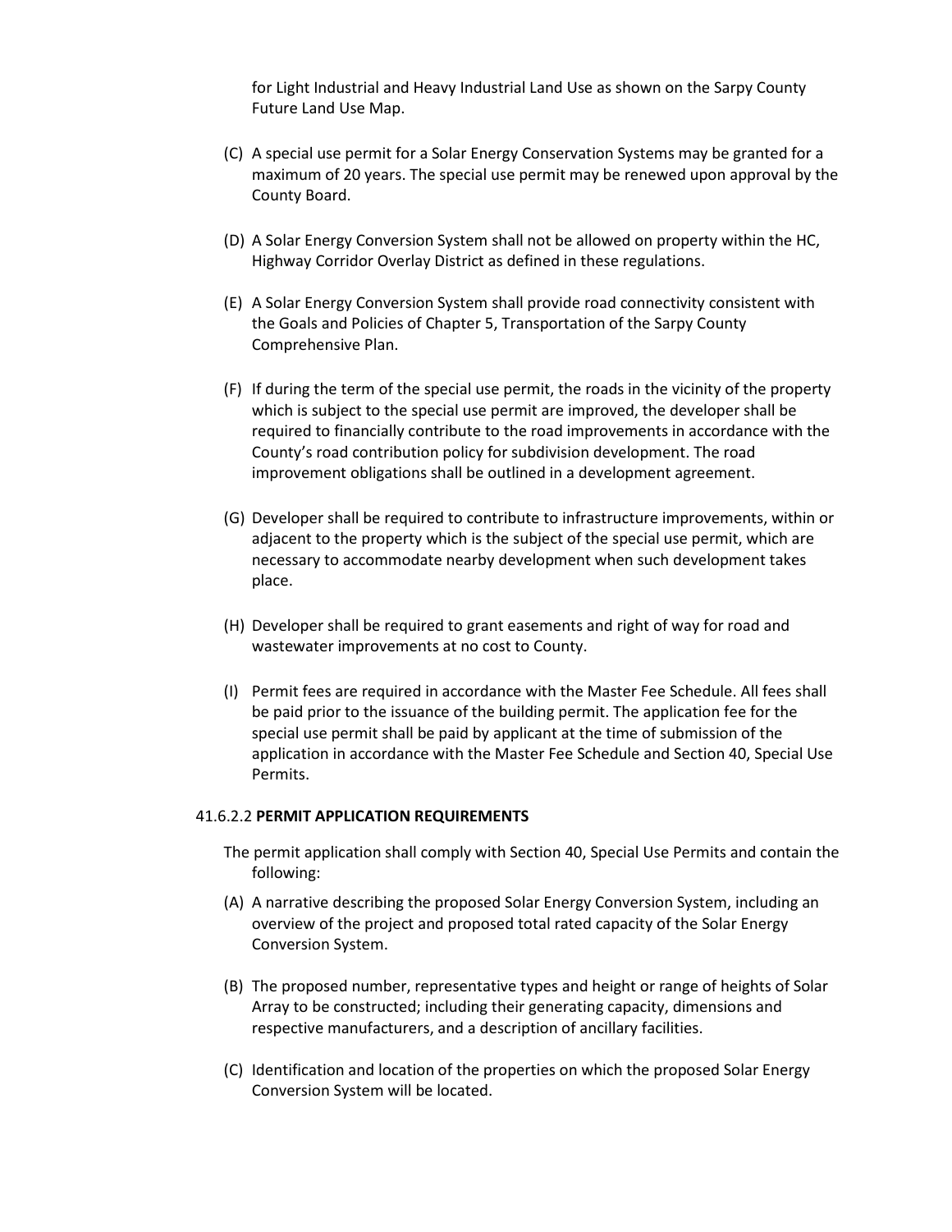for Light Industrial and Heavy Industrial Land Use as shown on the Sarpy County Future Land Use Map.

(C) A special use permit for a Solar Energy Conservation Systems may be granted for a maximum of 20 years. The special use permit may be renewed upon approval by the County Board.

(D) A Solar Energy Conversion System shall not be allowed on property within the HC, Highway Corridor Overlay District as defined in these regulations.

(E) A Solar Energy Conversion System shall provide road connectivity consistent with the Goals and Policies of Chapter 5, Transportation of the Sarpy County Comprehensive Plan.

(F) If during the term of the special use permit, the roads in the vicinity of the property which is subject to the special use permit are improved, the developer shall be required to financially contribute to the road improvements in accordance with the County's road contribution policy for subdivision development. The road improvement obligations shall be outlined in a development agreement.

(G) Developer shall be required to contribute to infrastructure improvements, within or adjacent to the property which is the subject of the special use permit, which are necessary to accommodate nearby development when such development takes place.

(H) Developer shall be required to grant easements and right of way for road and wastewater improvements at no cost to County.

(I) Permit fees are required in accordance with the Master Fee Schedule. All fees shall be paid prior to the issuance of the building permit. The application fee for the special use permit shall be paid by applicant at the time of submission of the application in accordance with the Master Fee Schedule and Section 40, Special Use Permits.

41.6.2.2 **PERMIT APPLICATION REQUIREMENTS**

The permit application shall comply with Section 40, Special Use Permits and contain the following:

(A) A narrative describing the proposed Solar Energy Conversion System, including an overview of the project and proposed total rated capacity of the Solar Energy Conversion System.

(B) The proposed number, representative types and height or range of heights of Solar Array to be constructed; including their generating capacity, dimensions and respective manufacturers, and a description of ancillary facilities.

(C) Identification and location of the properties on which the proposed Solar Energy Conversion System will be located.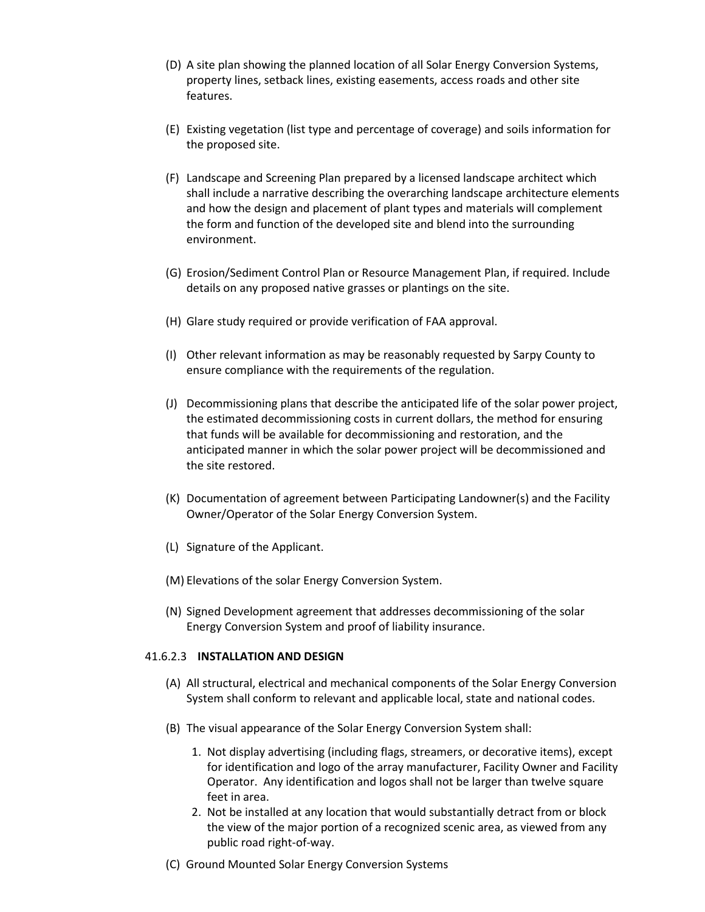(D) A site plan showing the planned location of all Solar Energy Conversion Systems, property lines, setback lines, existing easements, access roads and other site features.

(E) Existing vegetation (list type and percentage of coverage) and soils information for the proposed site.

(F) Landscape and Screening Plan prepared by a licensed landscape architect which shall include a narrative describing the overarching landscape architecture elements and how the design and placement of plant types and materials will complement the form and function of the developed site and blend into the surrounding environment.

(G) Erosion/Sediment Control Plan or Resource Management Plan, if required. Include details on any proposed native grasses or plantings on the site.

(H) Glare study required or provide verification of FAA approval.

(I) Other relevant information as may be reasonably requested by Sarpy County to ensure compliance with the requirements of the regulation.

(J) Decommissioning plans that describe the anticipated life of the solar power project, the estimated decommissioning costs in current dollars, the method for ensuring that funds will be available for decommissioning and restoration, and the anticipated manner in which the solar power project will be decommissioned and the site restored.

(K) Documentation of agreement between Participating Landowner(s) and the Facility Owner/Operator of the Solar Energy Conversion System.

(L) Signature of the Applicant.

(M) Elevations of the solar Energy Conversion System.

(N) Signed Development agreement that addresses decommissioning of the solar Energy Conversion System and proof of liability insurance.

41.6.2.3 **INSTALLATION AND DESIGN**

(A) All structural, electrical and mechanical components of the Solar Energy Conversion System shall conform to relevant and applicable local, state and national codes.

(B) The visual appearance of the Solar Energy Conversion System shall:

1. Not display advertising (including flags, streamers, or decorative items), except for identification and logo of the array manufacturer, Facility Owner and Facility Operator. Any identification and logos shall not be larger than twelve square feet in area.
2. Not be installed at any location that would substantially detract from or block the view of the major portion of a recognized scenic area, as viewed from any public road right-of-way.

(C) Ground Mounted Solar Energy Conversion Systems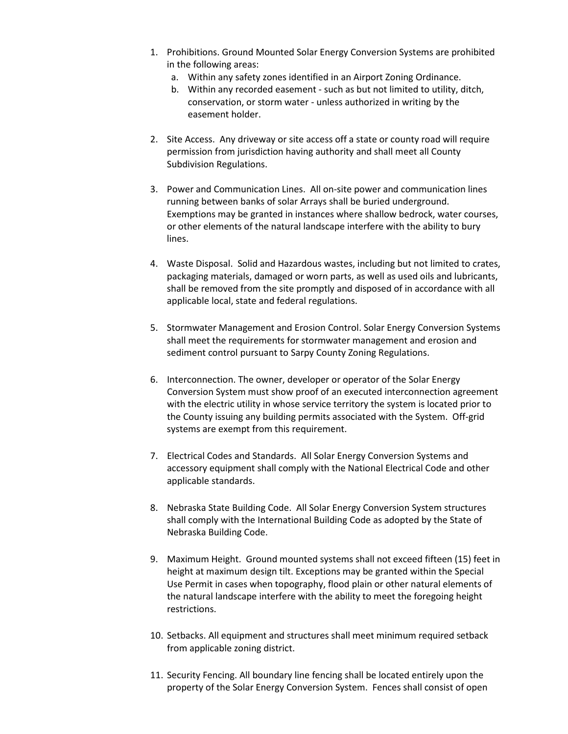1. Prohibitions. Ground Mounted Solar Energy Conversion Systems are prohibited in the following areas:
   a. Within any safety zones identified in an Airport Zoning Ordinance.
   b. Within any recorded easement - such as but not limited to utility, ditch, conservation, or storm water - unless authorized in writing by the easement holder.

2. Site Access. Any driveway or site access off a state or county road will require permission from jurisdiction having authority and shall meet all County Subdivision Regulations.

3. Power and Communication Lines. All on-site power and communication lines running between banks of solar Arrays shall be buried underground. Exemptions may be granted in instances where shallow bedrock, water courses, or other elements of the natural landscape interfere with the ability to bury lines.

4. Waste Disposal. Solid and Hazardous wastes, including but not limited to crates, packaging materials, damaged or worn parts, as well as used oils and lubricants, shall be removed from the site promptly and disposed of in accordance with all applicable local, state and federal regulations.

5. Stormwater Management and Erosion Control. Solar Energy Conversion Systems shall meet the requirements for stormwater management and erosion and sediment control pursuant to Sarpy County Zoning Regulations.

6. Interconnection. The owner, developer or operator of the Solar Energy Conversion System must show proof of an executed interconnection agreement with the electric utility in whose service territory the system is located prior to the County issuing any building permits associated with the System. Off-grid systems are exempt from this requirement.

7. Electrical Codes and Standards. All Solar Energy Conversion Systems and accessory equipment shall comply with the National Electrical Code and other applicable standards.

8. Nebraska State Building Code. All Solar Energy Conversion System structures shall comply with the International Building Code as adopted by the State of Nebraska Building Code.

9. Maximum Height. Ground mounted systems shall not exceed fifteen (15) feet in height at maximum design tilt. Exceptions may be granted within the Special Use Permit in cases when topography, flood plain or other natural elements of the natural landscape interfere with the ability to meet the foregoing height restrictions.

10. Setbacks. All equipment and structures shall meet minimum required setback from applicable zoning district.

11. Security Fencing. All boundary line fencing shall be located entirely upon the property of the Solar Energy Conversion System. Fences shall consist of open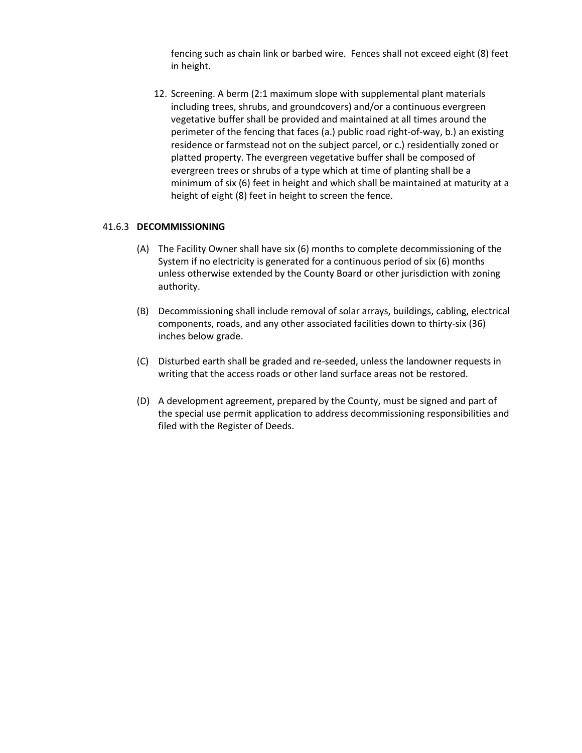fencing such as chain link or barbed wire. Fences shall not exceed eight (8) feet in height.

12. Screening. A berm (2:1 maximum slope with supplemental plant materials including trees, shrubs, and groundcovers) and/or a continuous evergreen vegetative buffer shall be provided and maintained at all times around the perimeter of the fencing that faces (a.) public road right-of-way, b.) an existing residence or farmstead not on the subject parcel, or c.) residentially zoned or platted property. The evergreen vegetative buffer shall be composed of evergreen trees or shrubs of a type which at time of planting shall be a minimum of six (6) feet in height and which shall be maintained at maturity at a height of eight (8) feet in height to screen the fence.

### 41.6.3 DECOMMISSIONING

(A) The Facility Owner shall have six (6) months to complete decommissioning of the System if no electricity is generated for a continuous period of six (6) months unless otherwise extended by the County Board or other jurisdiction with zoning authority.

(B) Decommissioning shall include removal of solar arrays, buildings, cabling, electrical components, roads, and any other associated facilities down to thirty-six (36) inches below grade.

(C) Disturbed earth shall be graded and re-seeded, unless the landowner requests in writing that the access roads or other land surface areas not be restored.

(D) A development agreement, prepared by the County, must be signed and part of the special use permit application to address decommissioning responsibilities and filed with the Register of Deeds.